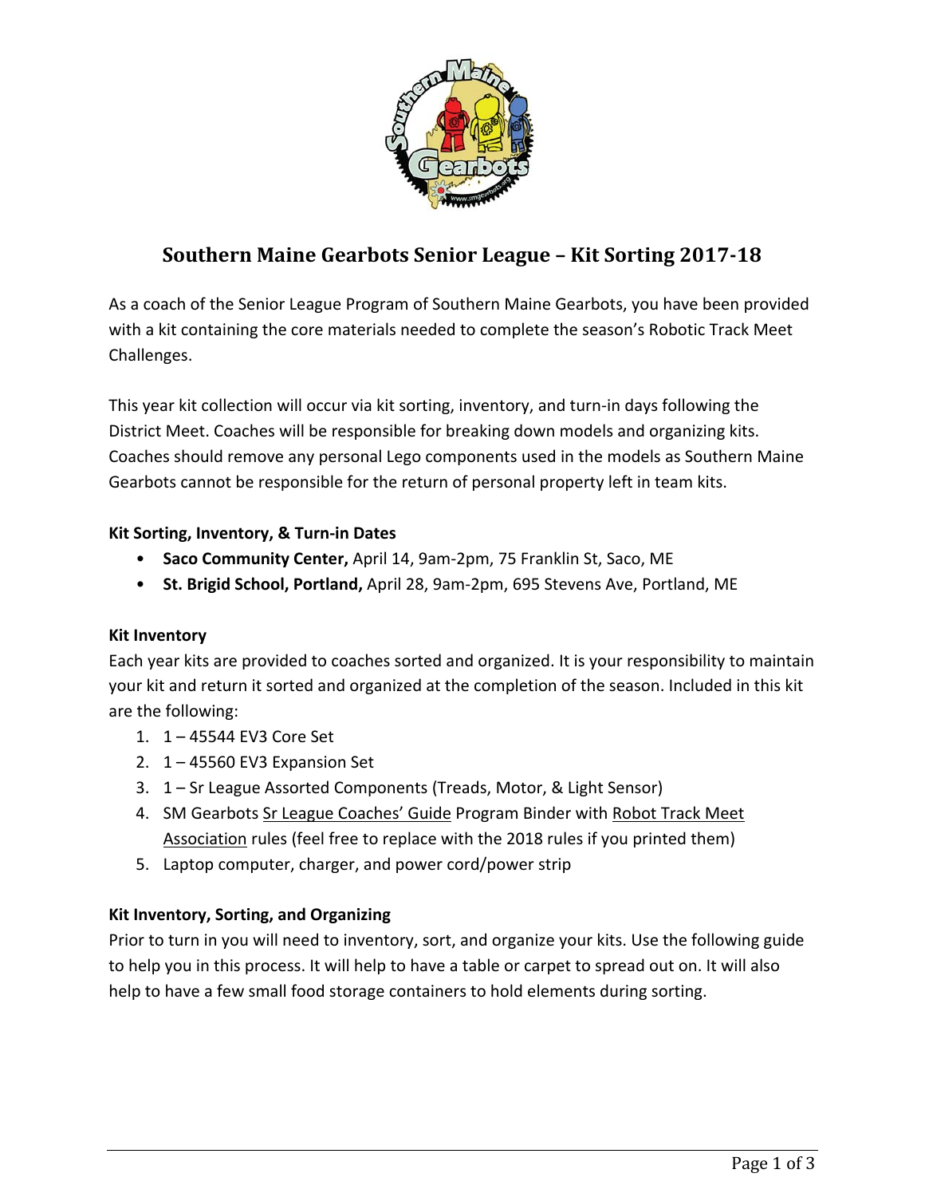# Southern Maine Gearbots Senior League – Kit Sorting 2017-18

As a coach of the Senior League Program of Southern Maine Gearbots, you have been provided with a kit containing the core materials needed to complete the season's Robotic Track Meet Challenges.

This year kit collection will occur via kit sorting, inventory, and turn-in days following the District Meet. Coaches will be responsible for breaking down models and organizing kits. Coaches should remove any personal Lego components used in the models as Southern Maine Gearbots cannot be responsible for the return of personal property left in team kits.

### Kit Sorting, Inventory, & Turn-in Dates

- **Saco Community Center,** April 14, 9am-2pm, 75 Franklin St, Saco, ME
- **St. Brigid School, Portland,** April 28, 9am-2pm, 695 Stevens Ave, Portland, ME

### Kit Inventory

Each year kits are provided to coaches sorted and organized. It is your responsibility to maintain your kit and return it sorted and organized at the completion of the season. Included in this kit are the following:

1. 1 – 45544 EV3 Core Set
2. 1 – 45560 EV3 Expansion Set
3. 1 – Sr League Assorted Components (Treads, Motor, & Light Sensor)
4. SM Gearbots Sr League Coaches' Guide Program Binder with Robot Track Meet Association rules (feel free to replace with the 2018 rules if you printed them)
5. Laptop computer, charger, and power cord/power strip

### Kit Inventory, Sorting, and Organizing

Prior to turn in you will need to inventory, sort, and organize your kits. Use the following guide to help you in this process. It will help to have a table or carpet to spread out on. It will also help to have a few small food storage containers to hold elements during sorting.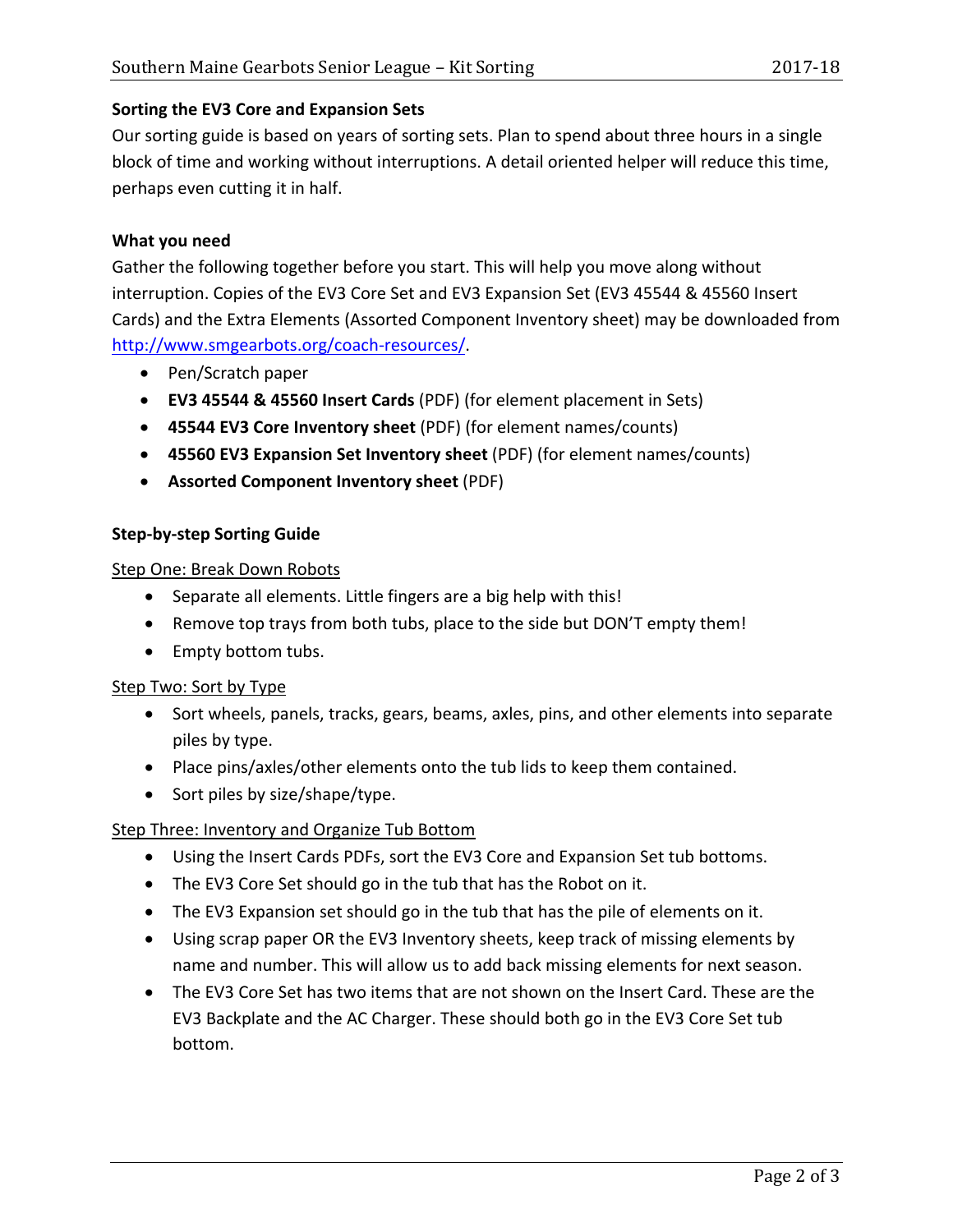**Sorting the EV3 Core and Expansion Sets**

Our sorting guide is based on years of sorting sets. Plan to spend about three hours in a single block of time and working without interruptions. A detail oriented helper will reduce this time, perhaps even cutting it in half.

**What you need**

Gather the following together before you start. This will help you move along without interruption. Copies of the EV3 Core Set and EV3 Expansion Set (EV3 45544 & 45560 Insert Cards) and the Extra Elements (Assorted Component Inventory sheet) may be downloaded from [http://www.smgearbots.org/coach-resources/](http://www.smgearbots.org/coach-resources/).

- Pen/Scratch paper
- **EV3 45544 & 45560 Insert Cards** (PDF) (for element placement in Sets)
- **45544 EV3 Core Inventory sheet** (PDF) (for element names/counts)
- **45560 EV3 Expansion Set Inventory sheet** (PDF) (for element names/counts)
- **Assorted Component Inventory sheet** (PDF)

**Step-by-step Sorting Guide**

<u>Step One: Break Down Robots</u>

- Separate all elements. Little fingers are a big help with this!
- Remove top trays from both tubs, place to the side but DON'T empty them!
- Empty bottom tubs.

<u>Step Two: Sort by Type</u>

- Sort wheels, panels, tracks, gears, beams, axles, pins, and other elements into separate piles by type.
- Place pins/axles/other elements onto the tub lids to keep them contained.
- Sort piles by size/shape/type.

<u>Step Three: Inventory and Organize Tub Bottom</u>

- Using the Insert Cards PDFs, sort the EV3 Core and Expansion Set tub bottoms.
- The EV3 Core Set should go in the tub that has the Robot on it.
- The EV3 Expansion set should go in the tub that has the pile of elements on it.
- Using scrap paper OR the EV3 Inventory sheets, keep track of missing elements by name and number. This will allow us to add back missing elements for next season.
- The EV3 Core Set has two items that are not shown on the Insert Card. These are the EV3 Backplate and the AC Charger. These should both go in the EV3 Core Set tub bottom.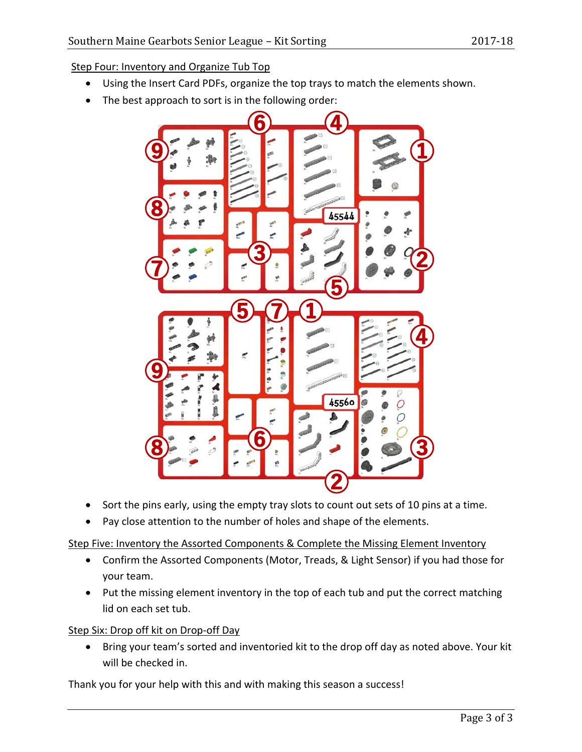Step Four: Inventory and Organize Tub Top

- Using the Insert Card PDFs, organize the top trays to match the elements shown.
- The best approach to sort is in the following order:

45544

45560

- Sort the pins early, using the empty tray slots to count out sets of 10 pins at a time.
- Pay close attention to the number of holes and shape of the elements.

Step Five: Inventory the Assorted Components & Complete the Missing Element Inventory

- Confirm the Assorted Components (Motor, Treads, & Light Sensor) if you had those for your team.
- Put the missing element inventory in the top of each tub and put the correct matching lid on each set tub.

Step Six: Drop off kit on Drop-off Day

- Bring your team's sorted and inventoried kit to the drop off day as noted above. Your kit will be checked in.

Thank you for your help with this and with making this season a success!